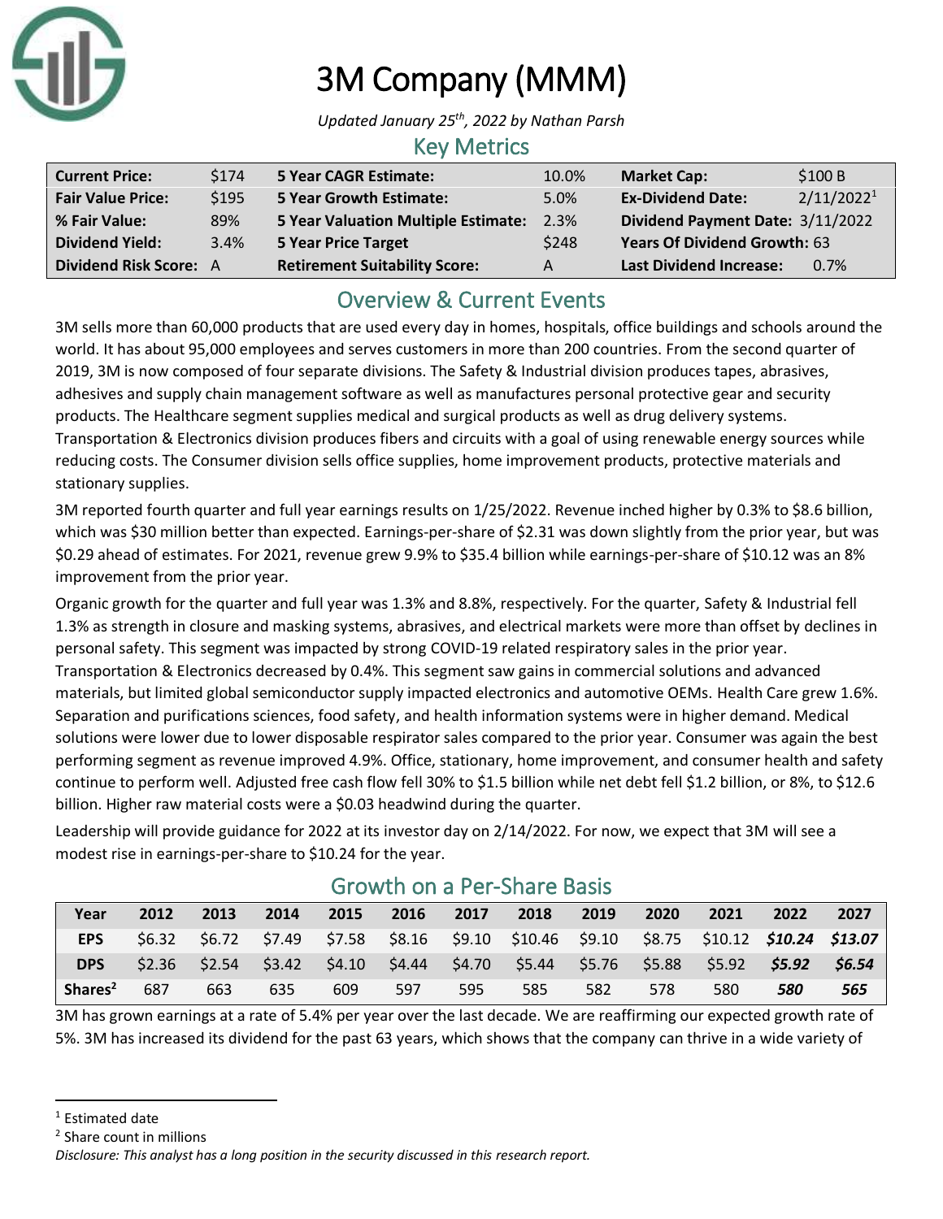# 3M Company (MMM)

*Updated January 25th, 2022 by Nathan Parsh*

## Key Metrics

| | | | | | |
|---|---|---|---|---|---|
| **Current Price:** | $174 | **5 Year CAGR Estimate:** | 10.0% | **Market Cap:** | $100 B |
| **Fair Value Price:** | $195 | **5 Year Growth Estimate:** | 5.0% | **Ex-Dividend Date:** | 2/11/2022[1] |
| **% Fair Value:** | 89% | **5 Year Valuation Multiple Estimate:** | 2.3% | **Dividend Payment Date:** | 3/11/2022 |
| **Dividend Yield:** | 3.4% | **5 Year Price Target** | $248 | **Years Of Dividend Growth:** | 63 |
| **Dividend Risk Score:** | A | **Retirement Suitability Score:** | A | **Last Dividend Increase:** | 0.7% |

## Overview & Current Events

3M sells more than 60,000 products that are used every day in homes, hospitals, office buildings and schools around the world. It has about 95,000 employees and serves customers in more than 200 countries. From the second quarter of 2019, 3M is now composed of four separate divisions. The Safety & Industrial division produces tapes, abrasives, adhesives and supply chain management software as well as manufactures personal protective gear and security products. The Healthcare segment supplies medical and surgical products as well as drug delivery systems. Transportation & Electronics division produces fibers and circuits with a goal of using renewable energy sources while reducing costs. The Consumer division sells office supplies, home improvement products, protective materials and stationary supplies.

3M reported fourth quarter and full year earnings results on 1/25/2022. Revenue inched higher by 0.3% to $8.6 billion, which was $30 million better than expected. Earnings-per-share of $2.31 was down slightly from the prior year, but was $0.29 ahead of estimates. For 2021, revenue grew 9.9% to $35.4 billion while earnings-per-share of $10.12 was an 8% improvement from the prior year.

Organic growth for the quarter and full year was 1.3% and 8.8%, respectively. For the quarter, Safety & Industrial fell 1.3% as strength in closure and masking systems, abrasives, and electrical markets were more than offset by declines in personal safety. This segment was impacted by strong COVID-19 related respiratory sales in the prior year. Transportation & Electronics decreased by 0.4%. This segment saw gains in commercial solutions and advanced materials, but limited global semiconductor supply impacted electronics and automotive OEMs. Health Care grew 1.6%. Separation and purifications sciences, food safety, and health information systems were in higher demand. Medical solutions were lower due to lower disposable respirator sales compared to the prior year. Consumer was again the best performing segment as revenue improved 4.9%. Office, stationary, home improvement, and consumer health and safety continue to perform well. Adjusted free cash flow fell 30% to $1.5 billion while net debt fell $1.2 billion, or 8%, to $12.6 billion. Higher raw material costs were a $0.03 headwind during the quarter.

Leadership will provide guidance for 2022 at its investor day on 2/14/2022. For now, we expect that 3M will see a modest rise in earnings-per-share to $10.24 for the year.

## Growth on a Per-Share Basis

| Year | 2012 | 2013 | 2014 | 2015 | 2016 | 2017 | 2018 | 2019 | 2020 | 2021 | 2022 | 2027 |
|---|---|---|---|---|---|---|---|---|---|---|---|---|
| **EPS** | $6.32 | $6.72 | $7.49 | $7.58 | $8.16 | $9.10 | $10.46 | $9.10 | $8.75 | $10.12 | ***$10.24*** | ***$13.07*** |
| **DPS** | $2.36 | $2.54 | $3.42 | $4.10 | $4.44 | $4.70 | $5.44 | $5.76 | $5.88 | $5.92 | ***$5.92*** | ***$6.54*** |
| **Shares[2]** | 687 | 663 | 635 | 609 | 597 | 595 | 585 | 582 | 578 | 580 | ***580*** | ***565*** |

3M has grown earnings at a rate of 5.4% per year over the last decade. We are reaffirming our expected growth rate of 5%. 3M has increased its dividend for the past 63 years, which shows that the company can thrive in a wide variety of

[1] Estimated date

[2] Share count in millions

*Disclosure: This analyst has a long position in the security discussed in this research report.*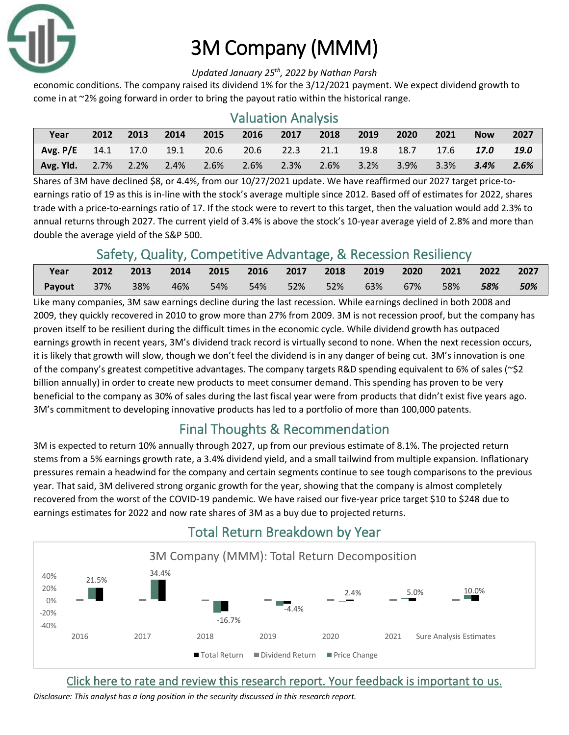economic conditions. The company raised its dividend 1% for the 3/12/2021 payment. We expect dividend growth to come in at ~2% going forward in order to bring the payout ratio within the historical range.

## Valuation Analysis

| Year | 2012 | 2013 | 2014 | 2015 | 2016 | 2017 | 2018 | 2019 | 2020 | 2021 | Now | 2027 |
|---|---|---|---|---|---|---|---|---|---|---|---|---|
| **Avg. P/E** | 14.1 | 17.0 | 19.1 | 20.6 | 20.6 | 22.3 | 21.1 | 19.8 | 18.7 | 17.6 | ***17.0*** | ***19.0*** |
| **Avg. Yld.** | 2.7% | 2.2% | 2.4% | 2.6% | 2.6% | 2.3% | 2.6% | 3.2% | 3.9% | 3.3% | ***3.4%*** | ***2.6%*** |

Shares of 3M have declined $8, or 4.4%, from our 10/27/2021 update. We have reaffirmed our 2027 target price-to-earnings ratio of 19 as this is in-line with the stock's average multiple since 2012. Based off of estimates for 2022, shares trade with a price-to-earnings ratio of 17. If the stock were to revert to this target, then the valuation would add 2.3% to annual returns through 2027. The current yield of 3.4% is above the stock's 10-year average yield of 2.8% and more than double the average yield of the S&P 500.

## Safety, Quality, Competitive Advantage, & Recession Resiliency

| Year | 2012 | 2013 | 2014 | 2015 | 2016 | 2017 | 2018 | 2019 | 2020 | 2021 | 2022 | 2027 |
|---|---|---|---|---|---|---|---|---|---|---|---|---|
| **Payout** | 37% | 38% | 46% | 54% | 54% | 52% | 52% | 63% | 67% | 58% | ***58%*** | ***50%*** |

Like many companies, 3M saw earnings decline during the last recession. While earnings declined in both 2008 and 2009, they quickly recovered in 2010 to grow more than 27% from 2009. 3M is not recession proof, but the company has proven itself to be resilient during the difficult times in the economic cycle. While dividend growth has outpaced earnings growth in recent years, 3M's dividend track record is virtually second to none. When the next recession occurs, it is likely that growth will slow, though we don't feel the dividend is in any danger of being cut. 3M's innovation is one of the company's greatest competitive advantages. The company targets R&D spending equivalent to 6% of sales (~$2 billion annually) in order to create new products to meet consumer demand. This spending has proven to be very beneficial to the company as 30% of sales during the last fiscal year were from products that didn't exist five years ago. 3M's commitment to developing innovative products has led to a portfolio of more than 100,000 patents.

## Final Thoughts & Recommendation

3M is expected to return 10% annually through 2027, up from our previous estimate of 8.1%. The projected return stems from a 5% earnings growth rate, a 3.4% dividend yield, and a small tailwind from multiple expansion. Inflationary pressures remain a headwind for the company and certain segments continue to see tough comparisons to the previous year. That said, 3M delivered strong organic growth for the year, showing that the company is almost completely recovered from the worst of the COVID-19 pandemic. We have raised our five-year price target $10 to $248 due to earnings estimates for 2022 and now rate shares of 3M as a buy due to projected returns.

## Total Return Breakdown by Year

3M Company (MMM): Total Return Decomposition

| | 2016 | 2017 | 2018 | 2019 | 2020 | 2021 | Sure Analysis Estimates |
|---|---|---|---|---|---|---|---|
| Total Return | 21.5% | 34.4% | -16.7% | -4.4% | 2.4% | 5.0% | 10.0% |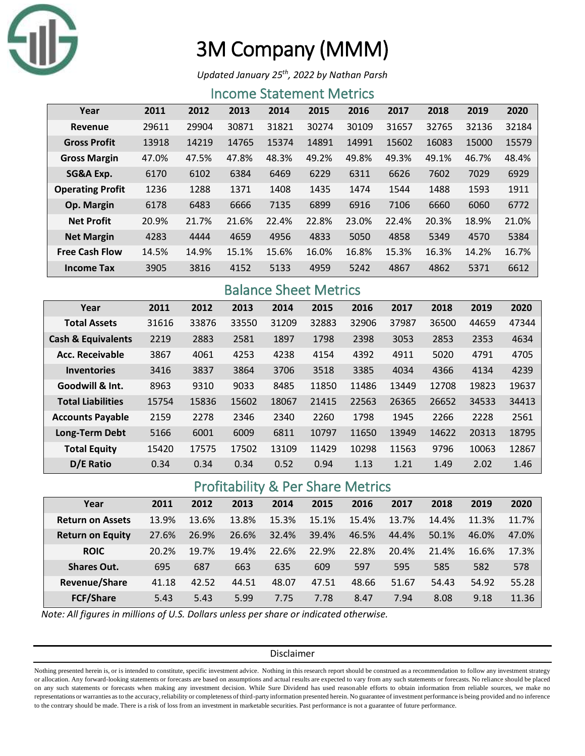# 3M Company (MMM)

*Updated January 25th, 2022 by Nathan Parsh*

## Income Statement Metrics

| Year | 2011 | 2012 | 2013 | 2014 | 2015 | 2016 | 2017 | 2018 | 2019 | 2020 |
|---|---|---|---|---|---|---|---|---|---|---|
| **Revenue** | 29611 | 29904 | 30871 | 31821 | 30274 | 30109 | 31657 | 32765 | 32136 | 32184 |
| **Gross Profit** | 13918 | 14219 | 14765 | 15374 | 14891 | 14991 | 15602 | 16083 | 15000 | 15579 |
| **Gross Margin** | 47.0% | 47.5% | 47.8% | 48.3% | 49.2% | 49.8% | 49.3% | 49.1% | 46.7% | 48.4% |
| **SG&A Exp.** | 6170 | 6102 | 6384 | 6469 | 6229 | 6311 | 6626 | 7602 | 7029 | 6929 |
| **Operating Profit** | 1236 | 1288 | 1371 | 1408 | 1435 | 1474 | 1544 | 1488 | 1593 | 1911 |
| **Op. Margin** | 6178 | 6483 | 6666 | 7135 | 6899 | 6916 | 7106 | 6660 | 6060 | 6772 |
| **Net Profit** | 20.9% | 21.7% | 21.6% | 22.4% | 22.8% | 23.0% | 22.4% | 20.3% | 18.9% | 21.0% |
| **Net Margin** | 4283 | 4444 | 4659 | 4956 | 4833 | 5050 | 4858 | 5349 | 4570 | 5384 |
| **Free Cash Flow** | 14.5% | 14.9% | 15.1% | 15.6% | 16.0% | 16.8% | 15.3% | 16.3% | 14.2% | 16.7% |
| **Income Tax** | 3905 | 3816 | 4152 | 5133 | 4959 | 5242 | 4867 | 4862 | 5371 | 6612 |

## Balance Sheet Metrics

| Year | 2011 | 2012 | 2013 | 2014 | 2015 | 2016 | 2017 | 2018 | 2019 | 2020 |
|---|---|---|---|---|---|---|---|---|---|---|
| **Total Assets** | 31616 | 33876 | 33550 | 31209 | 32883 | 32906 | 37987 | 36500 | 44659 | 47344 |
| **Cash & Equivalents** | 2219 | 2883 | 2581 | 1897 | 1798 | 2398 | 3053 | 2853 | 2353 | 4634 |
| **Acc. Receivable** | 3867 | 4061 | 4253 | 4238 | 4154 | 4392 | 4911 | 5020 | 4791 | 4705 |
| **Inventories** | 3416 | 3837 | 3864 | 3706 | 3518 | 3385 | 4034 | 4366 | 4134 | 4239 |
| **Goodwill & Int.** | 8963 | 9310 | 9033 | 8485 | 11850 | 11486 | 13449 | 12708 | 19823 | 19637 |
| **Total Liabilities** | 15754 | 15836 | 15602 | 18067 | 21415 | 22563 | 26365 | 26652 | 34533 | 34413 |
| **Accounts Payable** | 2159 | 2278 | 2346 | 2340 | 2260 | 1798 | 1945 | 2266 | 2228 | 2561 |
| **Long-Term Debt** | 5166 | 6001 | 6009 | 6811 | 10797 | 11650 | 13949 | 14622 | 20313 | 18795 |
| **Total Equity** | 15420 | 17575 | 17502 | 13109 | 11429 | 10298 | 11563 | 9796 | 10063 | 12867 |
| **D/E Ratio** | 0.34 | 0.34 | 0.34 | 0.52 | 0.94 | 1.13 | 1.21 | 1.49 | 2.02 | 1.46 |

## Profitability & Per Share Metrics

| Year | 2011 | 2012 | 2013 | 2014 | 2015 | 2016 | 2017 | 2018 | 2019 | 2020 |
|---|---|---|---|---|---|---|---|---|---|---|
| **Return on Assets** | 13.9% | 13.6% | 13.8% | 15.3% | 15.1% | 15.4% | 13.7% | 14.4% | 11.3% | 11.7% |
| **Return on Equity** | 27.6% | 26.9% | 26.6% | 32.4% | 39.4% | 46.5% | 44.4% | 50.1% | 46.0% | 47.0% |
| **ROIC** | 20.2% | 19.7% | 19.4% | 22.6% | 22.9% | 22.8% | 20.4% | 21.4% | 16.6% | 17.3% |
| **Shares Out.** | 695 | 687 | 663 | 635 | 609 | 597 | 595 | 585 | 582 | 578 |
| **Revenue/Share** | 41.18 | 42.52 | 44.51 | 48.07 | 47.51 | 48.66 | 51.67 | 54.43 | 54.92 | 55.28 |
| **FCF/Share** | 5.43 | 5.43 | 5.99 | 7.75 | 7.78 | 8.47 | 7.94 | 8.08 | 9.18 | 11.36 |

*Note: All figures in millions of U.S. Dollars unless per share or indicated otherwise.*

---

Disclaimer

Nothing presented herein is, or is intended to constitute, specific investment advice. Nothing in this research report should be construed as a recommendation to follow any investment strategy or allocation. Any forward-looking statements or forecasts are based on assumptions and actual results are expected to vary from any such statements or forecasts. No reliance should be placed on any such statements or forecasts when making any investment decision. While Sure Dividend has used reasonable efforts to obtain information from reliable sources, we make no representations or warranties as to the accuracy, reliability or completeness of third-party information presented herein. No guarantee of investment performance is being provided and no inference to the contrary should be made. There is a risk of loss from an investment in marketable securities. Past performance is not a guarantee of future performance.